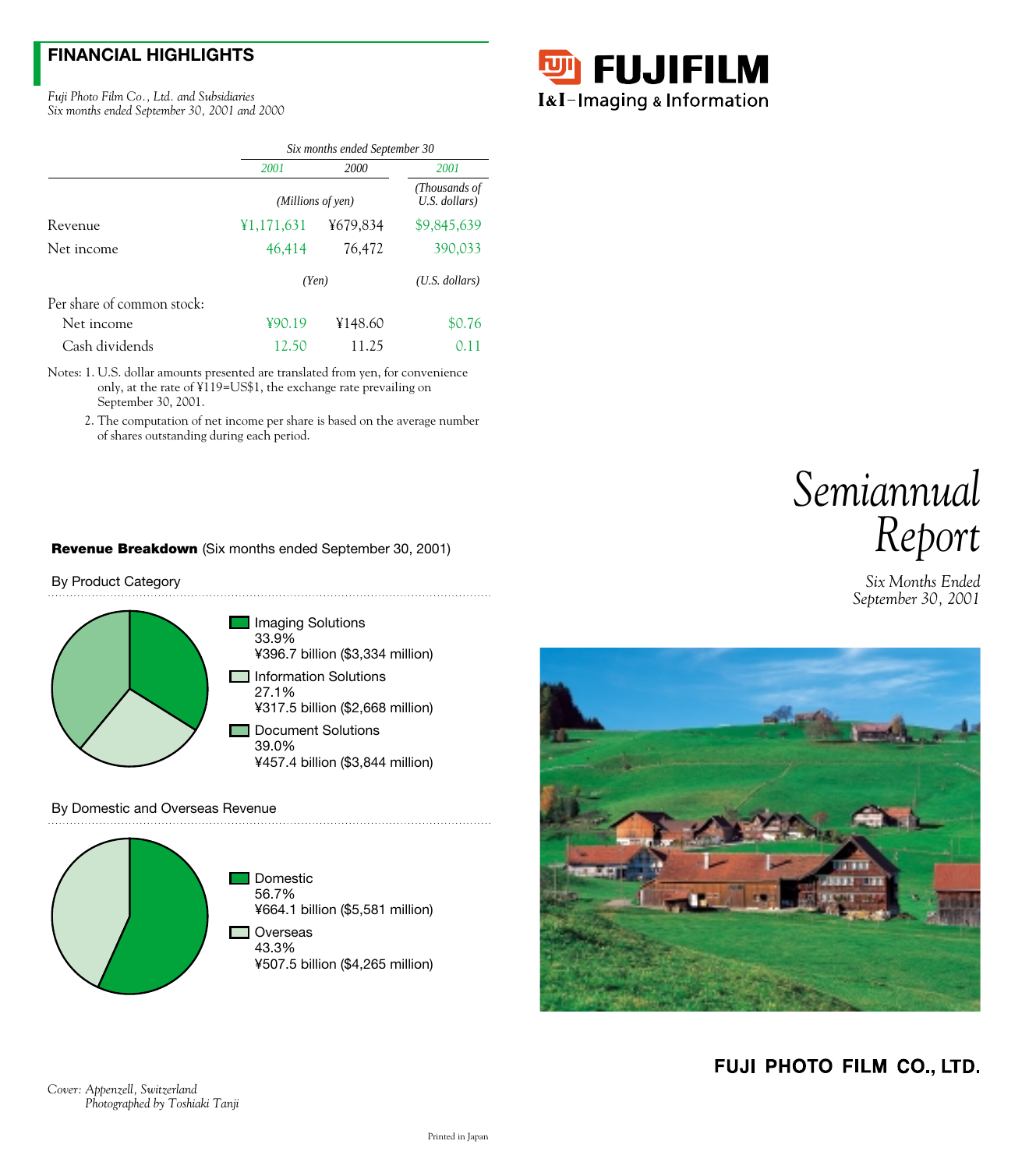## FINANCIAL HIGHLIGHTS

*Fuji Photo Film Co., Ltd. and Subsidiaries*
*Six months ended September 30, 2001 and 2000*

| | Six months ended September 30 | | |
|---|---|---|---|
| | 2001 | 2000 | 2001 |
| | (Millions of yen) | | (Thousands of U.S. dollars) |
| Revenue | ¥1,171,631 | ¥679,834 | $9,845,639 |
| Net income | 46,414 | 76,472 | 390,033 |
| | (Yen) | | (U.S. dollars) |
| Per share of common stock: | | | |
| Net income | ¥90.19 | ¥148.60 | $0.76 |
| Cash dividends | 12.50 | 11.25 | 0.11 |

Notes: 1. U.S. dollar amounts presented are translated from yen, for convenience only, at the rate of ¥119=US$1, the exchange rate prevailing on September 30, 2001.

2. The computation of net income per share is based on the average number of shares outstanding during each period.

**Revenue Breakdown** (Six months ended September 30, 2001)

By Product Category

- Imaging Solutions
  33.9%
  ¥396.7 billion ($3,334 million)
- Information Solutions
  27.1%
  ¥317.5 billion ($2,668 million)
- Document Solutions
  39.0%
  ¥457.4 billion ($3,844 million)

By Domestic and Overseas Revenue

- Domestic
  56.7%
  ¥664.1 billion ($5,581 million)
- Overseas
  43.3%
  ¥507.5 billion ($4,265 million)

*Cover: Appenzell, Switzerland*
*Photographed by Toshiaki Tanji*

Printed in Japan

FUJIFILM
I&I–Imaging & Information

# *Semiannual Report*

*Six Months Ended September 30, 2001*

**FUJI PHOTO FILM CO., LTD.**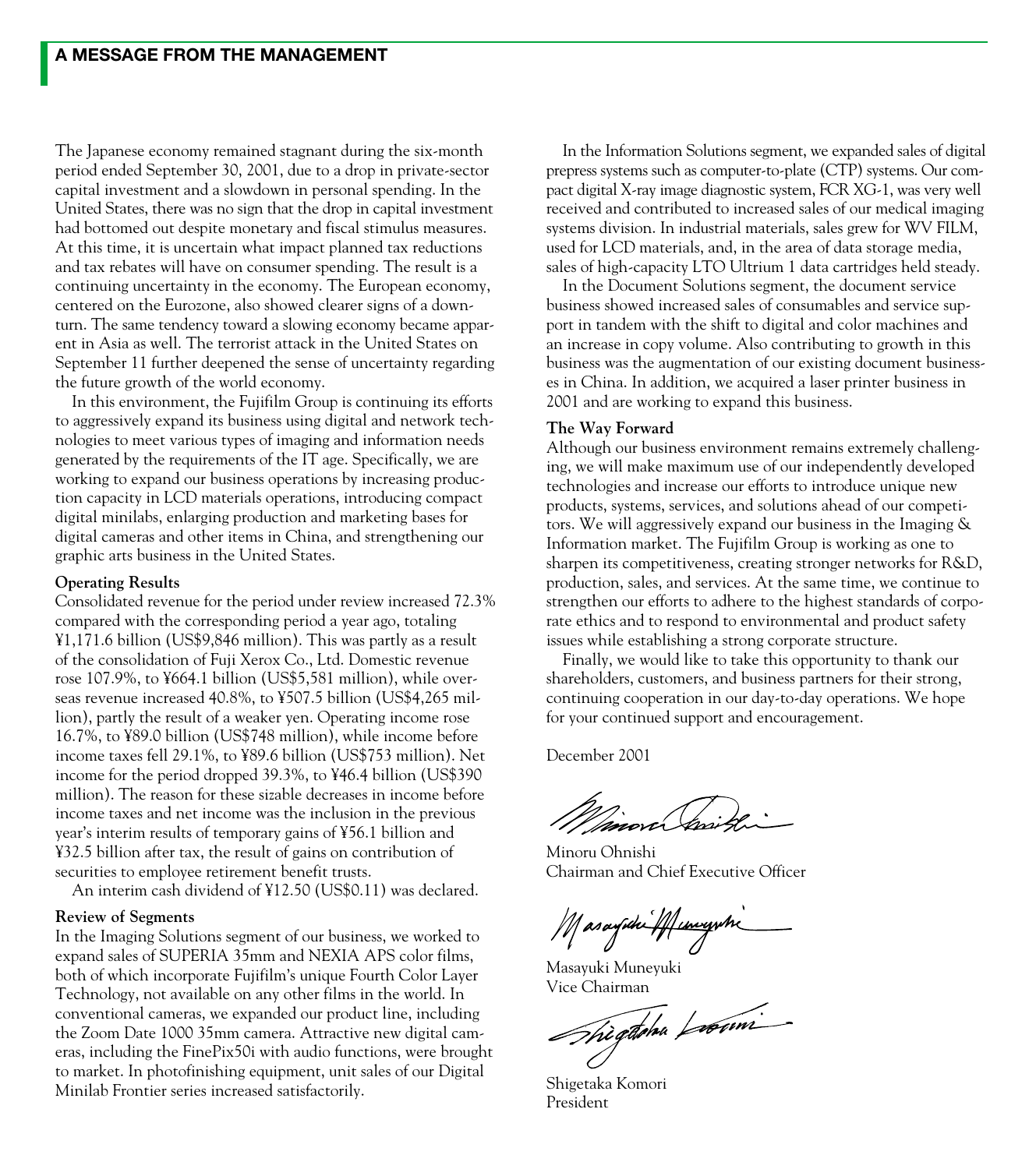## A MESSAGE FROM THE MANAGEMENT

The Japanese economy remained stagnant during the six-month period ended September 30, 2001, due to a drop in private-sector capital investment and a slowdown in personal spending. In the United States, there was no sign that the drop in capital investment had bottomed out despite monetary and fiscal stimulus measures. At this time, it is uncertain what impact planned tax reductions and tax rebates will have on consumer spending. The result is a continuing uncertainty in the economy. The European economy, centered on the Eurozone, also showed clearer signs of a downturn. The same tendency toward a slowing economy became apparent in Asia as well. The terrorist attack in the United States on September 11 further deepened the sense of uncertainty regarding the future growth of the world economy.

In this environment, the Fujifilm Group is continuing its efforts to aggressively expand its business using digital and network technologies to meet various types of imaging and information needs generated by the requirements of the IT age. Specifically, we are working to expand our business operations by increasing production capacity in LCD materials operations, introducing compact digital minilabs, enlarging production and marketing bases for digital cameras and other items in China, and strengthening our graphic arts business in the United States.

**Operating Results**

Consolidated revenue for the period under review increased 72.3% compared with the corresponding period a year ago, totaling ¥1,171.6 billion (US$9,846 million). This was partly as a result of the consolidation of Fuji Xerox Co., Ltd. Domestic revenue rose 107.9%, to ¥664.1 billion (US$5,581 million), while overseas revenue increased 40.8%, to ¥507.5 billion (US$4,265 million), partly the result of a weaker yen. Operating income rose 16.7%, to ¥89.0 billion (US$748 million), while income before income taxes fell 29.1%, to ¥89.6 billion (US$753 million). Net income for the period dropped 39.3%, to ¥46.4 billion (US$390 million). The reason for these sizable decreases in income before income taxes and net income was the inclusion in the previous year's interim results of temporary gains of ¥56.1 billion and ¥32.5 billion after tax, the result of gains on contribution of securities to employee retirement benefit trusts.

An interim cash dividend of ¥12.50 (US$0.11) was declared.

**Review of Segments**

In the Imaging Solutions segment of our business, we worked to expand sales of SUPERIA 35mm and NEXIA APS color films, both of which incorporate Fujifilm's unique Fourth Color Layer Technology, not available on any other films in the world. In conventional cameras, we expanded our product line, including the Zoom Date 1000 35mm camera. Attractive new digital cameras, including the FinePix50i with audio functions, were brought to market. In photofinishing equipment, unit sales of our Digital Minilab Frontier series increased satisfactorily.

In the Information Solutions segment, we expanded sales of digital prepress systems such as computer-to-plate (CTP) systems. Our compact digital X-ray image diagnostic system, FCR XG-1, was very well received and contributed to increased sales of our medical imaging systems division. In industrial materials, sales grew for WV FILM, used for LCD materials, and, in the area of data storage media, sales of high-capacity LTO Ultrium 1 data cartridges held steady.

In the Document Solutions segment, the document service business showed increased sales of consumables and service support in tandem with the shift to digital and color machines and an increase in copy volume. Also contributing to growth in this business was the augmentation of our existing document businesses in China. In addition, we acquired a laser printer business in 2001 and are working to expand this business.

**The Way Forward**

Although our business environment remains extremely challenging, we will make maximum use of our independently developed technologies and increase our efforts to introduce unique new products, systems, services, and solutions ahead of our competitors. We will aggressively expand our business in the Imaging & Information market. The Fujifilm Group is working as one to sharpen its competitiveness, creating stronger networks for R&D, production, sales, and services. At the same time, we continue to strengthen our efforts to adhere to the highest standards of corporate ethics and to respond to environmental and product safety issues while establishing a strong corporate structure.

Finally, we would like to take this opportunity to thank our shareholders, customers, and business partners for their strong, continuing cooperation in our day-to-day operations. We hope for your continued support and encouragement.

December 2001

Minoru Ohnishi
Chairman and Chief Executive Officer

Masayuki Muneyuki
Vice Chairman

Shigetaka Komori
President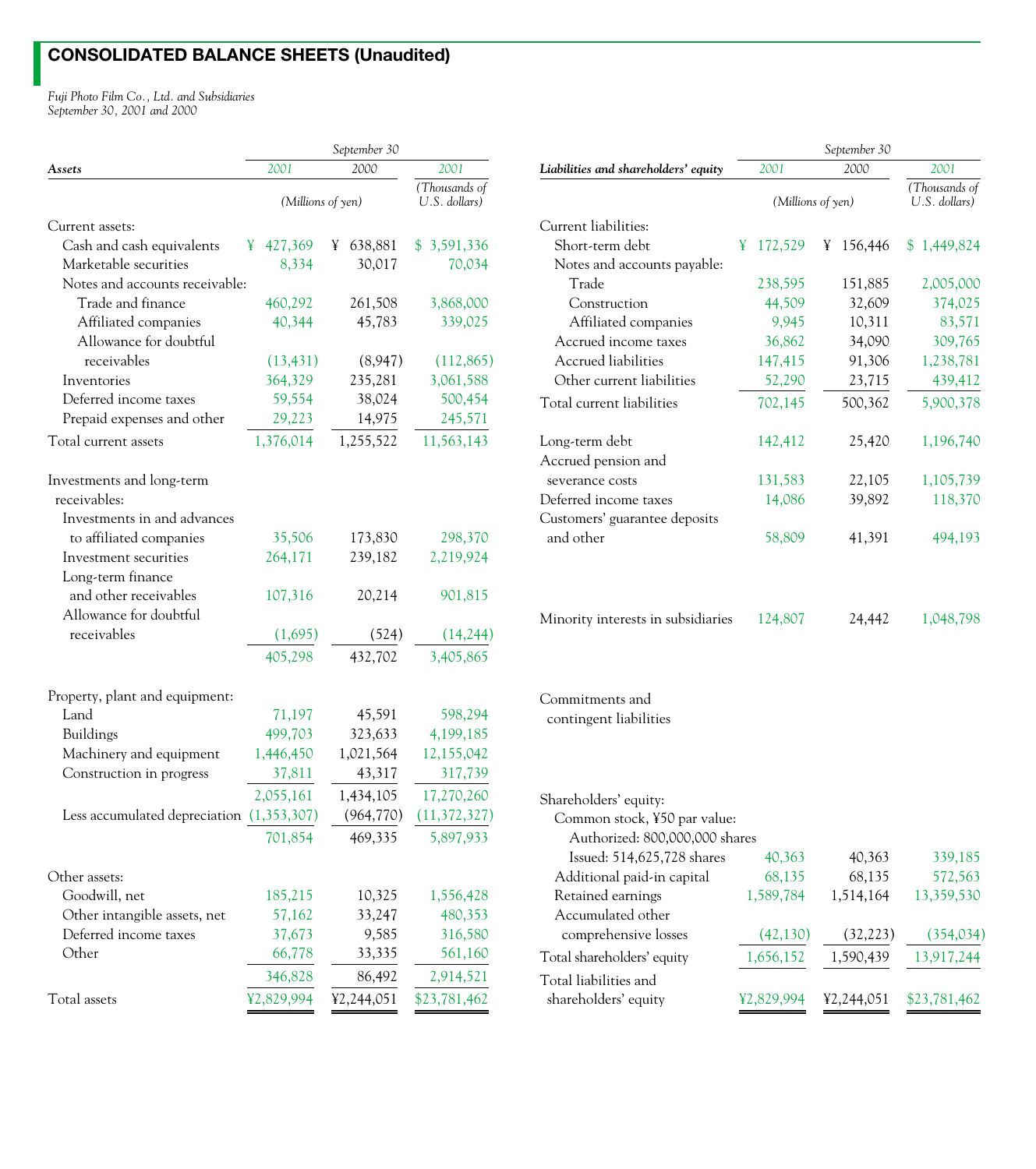## CONSOLIDATED BALANCE SHEETS (Unaudited)

*Fuji Photo Film Co., Ltd. and Subsidiaries*
*September 30, 2001 and 2000*

| *Assets* | *2001* | *2000* | *2001* |
|---|---|---|---|
| | *(Millions of yen)* | | *(Thousands of U.S. dollars)* |
| Current assets: | | | |
| Cash and cash equivalents | ¥ 427,369 | ¥ 638,881 | $ 3,591,336 |
| Marketable securities | 8,334 | 30,017 | 70,034 |
| Notes and accounts receivable: | | | |
| Trade and finance | 460,292 | 261,508 | 3,868,000 |
| Affiliated companies | 40,344 | 45,783 | 339,025 |
| Allowance for doubtful receivables | (13,431) | (8,947) | (112,865) |
| Inventories | 364,329 | 235,281 | 3,061,588 |
| Deferred income taxes | 59,554 | 38,024 | 500,454 |
| Prepaid expenses and other | 29,223 | 14,975 | 245,571 |
| Total current assets | 1,376,014 | 1,255,522 | 11,563,143 |
| Investments and long-term receivables: | | | |
| Investments in and advances to affiliated companies | 35,506 | 173,830 | 298,370 |
| Investment securities | 264,171 | 239,182 | 2,219,924 |
| Long-term finance and other receivables | 107,316 | 20,214 | 901,815 |
| Allowance for doubtful receivables | (1,695) | (524) | (14,244) |
| | 405,298 | 432,702 | 3,405,865 |
| Property, plant and equipment: | | | |
| Land | 71,197 | 45,591 | 598,294 |
| Buildings | 499,703 | 323,633 | 4,199,185 |
| Machinery and equipment | 1,446,450 | 1,021,564 | 12,155,042 |
| Construction in progress | 37,811 | 43,317 | 317,739 |
| | 2,055,161 | 1,434,105 | 17,270,260 |
| Less accumulated depreciation | (1,353,307) | (964,770) | (11,372,327) |
| | 701,854 | 469,335 | 5,897,933 |
| Other assets: | | | |
| Goodwill, net | 185,215 | 10,325 | 1,556,428 |
| Other intangible assets, net | 57,162 | 33,247 | 480,353 |
| Deferred income taxes | 37,673 | 9,585 | 316,580 |
| Other | 66,778 | 33,335 | 561,160 |
| | 346,828 | 86,492 | 2,914,521 |
| Total assets | ¥2,829,994 | ¥2,244,051 | $23,781,462 |

| *Liabilities and shareholders' equity* | *2001* | *2000* | *2001* |
|---|---|---|---|
| | *(Millions of yen)* | | *(Thousands of U.S. dollars)* |
| Current liabilities: | | | |
| Short-term debt | ¥ 172,529 | ¥ 156,446 | $ 1,449,824 |
| Notes and accounts payable: | | | |
| Trade | 238,595 | 151,885 | 2,005,000 |
| Construction | 44,509 | 32,609 | 374,025 |
| Affiliated companies | 9,945 | 10,311 | 83,571 |
| Accrued income taxes | 36,862 | 34,090 | 309,765 |
| Accrued liabilities | 147,415 | 91,306 | 1,238,781 |
| Other current liabilities | 52,290 | 23,715 | 439,412 |
| Total current liabilities | 702,145 | 500,362 | 5,900,378 |
| Long-term debt | 142,412 | 25,420 | 1,196,740 |
| Accrued pension and severance costs | 131,583 | 22,105 | 1,105,739 |
| Deferred income taxes | 14,086 | 39,892 | 118,370 |
| Customers' guarantee deposits and other | 58,809 | 41,391 | 494,193 |
| Minority interests in subsidiaries | 124,807 | 24,442 | 1,048,798 |
| Commitments and contingent liabilities | | | |
| Shareholders' equity: | | | |
| Common stock, ¥50 par value: Authorized: 800,000,000 shares Issued: 514,625,728 shares | 40,363 | 40,363 | 339,185 |
| Additional paid-in capital | 68,135 | 68,135 | 572,563 |
| Retained earnings | 1,589,784 | 1,514,164 | 13,359,530 |
| Accumulated other comprehensive losses | (42,130) | (32,223) | (354,034) |
| Total shareholders' equity | 1,656,152 | 1,590,439 | 13,917,244 |
| Total liabilities and shareholders' equity | ¥2,829,994 | ¥2,244,051 | $23,781,462 |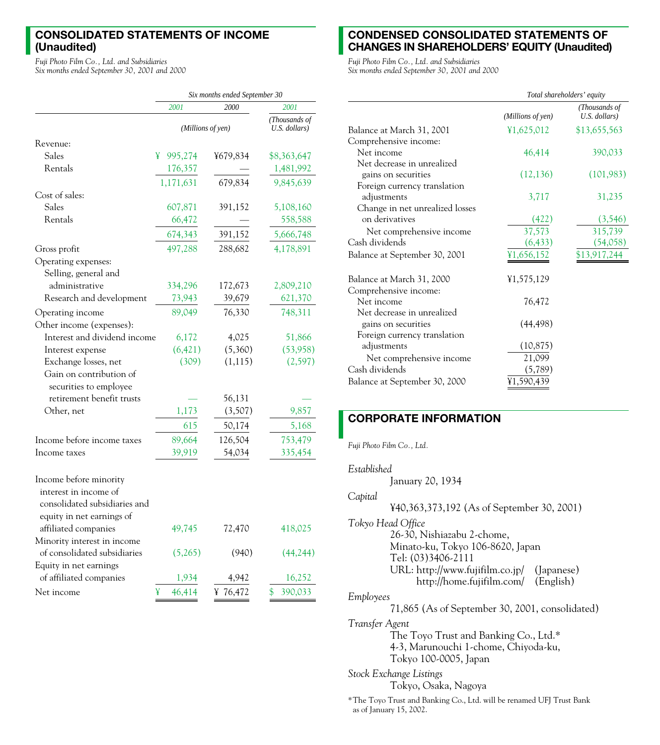## CONSOLIDATED STATEMENTS OF INCOME (Unaudited)

*Fuji Photo Film Co., Ltd. and Subsidiaries*
*Six months ended September 30, 2001 and 2000*

| | Six months ended September 30 | | |
|---|---|---|---|
| | 2001 | 2000 | 2001 |
| | (Millions of yen) | | (Thousands of U.S. dollars) |
| Revenue: | | | |
| Sales | ¥ 995,274 | ¥679,834 | $8,363,647 |
| Rentals | 176,357 | — | 1,481,992 |
| | 1,171,631 | 679,834 | 9,845,639 |
| Cost of sales: | | | |
| Sales | 607,871 | 391,152 | 5,108,160 |
| Rentals | 66,472 | — | 558,588 |
| | 674,343 | 391,152 | 5,666,748 |
| Gross profit | 497,288 | 288,682 | 4,178,891 |
| Operating expenses: | | | |
| Selling, general and administrative | 334,296 | 172,673 | 2,809,210 |
| Research and development | 73,943 | 39,679 | 621,370 |
| Operating income | 89,049 | 76,330 | 748,311 |
| Other income (expenses): | | | |
| Interest and dividend income | 6,172 | 4,025 | 51,866 |
| Interest expense | (6,421) | (5,360) | (53,958) |
| Exchange losses, net | (309) | (1,115) | (2,597) |
| Gain on contribution of securities to employee retirement benefit trusts | — | 56,131 | — |
| Other, net | 1,173 | (3,507) | 9,857 |
| | 615 | 50,174 | 5,168 |
| Income before income taxes | 89,664 | 126,504 | 753,479 |
| Income taxes | 39,919 | 54,034 | 335,454 |
| Income before minority interest in income of consolidated subsidiaries and equity in net earnings of affiliated companies | 49,745 | 72,470 | 418,025 |
| Minority interest in income of consolidated subsidiaries | (5,265) | (940) | (44,244) |
| Equity in net earnings of affiliated companies | 1,934 | 4,942 | 16,252 |
| Net income | ¥ 46,414 | ¥ 76,472 | $ 390,033 |

## CONDENSED CONSOLIDATED STATEMENTS OF CHANGES IN SHAREHOLDERS' EQUITY (Unaudited)

*Fuji Photo Film Co., Ltd. and Subsidiaries*
*Six months ended September 30, 2001 and 2000*

| | Total shareholders' equity | |
|---|---|---|
| | (Millions of yen) | (Thousands of U.S. dollars) |
| Balance at March 31, 2001 | ¥1,625,012 | $13,655,563 |
| Comprehensive income: | | |
| Net income | 46,414 | 390,033 |
| Net decrease in unrealized gains on securities | (12,136) | (101,983) |
| Foreign currency translation adjustments | 3,717 | 31,235 |
| Change in net unrealized losses on derivatives | (422) | (3,546) |
| Net comprehensive income | 37,573 | 315,739 |
| Cash dividends | (6,433) | (54,058) |
| Balance at September 30, 2001 | ¥1,656,152 | $13,917,244 |
| | | |
| Balance at March 31, 2000 | ¥1,575,129 | |
| Comprehensive income: | | |
| Net income | 76,472 | |
| Net decrease in unrealized gains on securities | (44,498) | |
| Foreign currency translation adjustments | (10,875) | |
| Net comprehensive income | 21,099 | |
| Cash dividends | (5,789) | |
| Balance at September 30, 2000 | ¥1,590,439 | |

## CORPORATE INFORMATION

*Fuji Photo Film Co., Ltd.*

*Established*
January 20, 1934

*Capital*
¥40,363,373,192 (As of September 30, 2001)

*Tokyo Head Office*
26-30, Nishiazabu 2-chome,
Minato-ku, Tokyo 106-8620, Japan
Tel: (03)3406-2111
URL: http://www.fujifilm.co.jp/ (Japanese)
http://home.fujifilm.com/ (English)

*Employees*
71,865 (As of September 30, 2001, consolidated)

*Transfer Agent*
The Toyo Trust and Banking Co., Ltd.*
4-3, Marunouchi 1-chome, Chiyoda-ku,
Tokyo 100-0005, Japan

*Stock Exchange Listings*
Tokyo, Osaka, Nagoya

*The Toyo Trust and Banking Co., Ltd. will be renamed UFJ Trust Bank as of January 15, 2002.